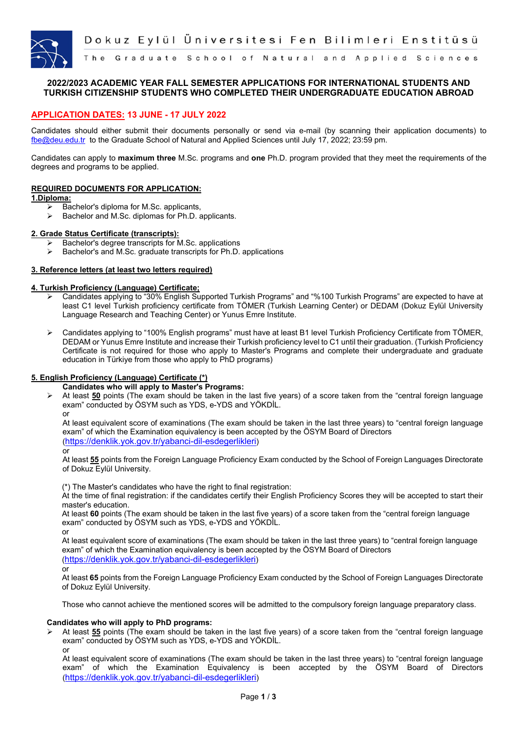# Dokuz Eylül Üniversitesi Fen Bilimleri Enstitüsü

The Graduate School of Natural and Applied Sciences

## 2022/2023 ACADEMIC YEAR FALL SEMESTER APPLICATIONS FOR INTERNATIONAL STUDENTS AND TURKISH CITIZENSHIP STUDENTS WHO COMPLETED THEIR UNDERGRADUATE EDUCATION ABROAD

**APPLICATION DATES: 13 JUNE - 17 JULY 2022**

Candidates should either submit their documents personally or send via e-mail (by scanning their application documents) to fbe@deu.edu.tr to the Graduate School of Natural and Applied Sciences until July 17, 2022; 23:59 pm.

Candidates can apply to **maximum three** M.Sc. programs and **one** Ph.D. program provided that they meet the requirements of the degrees and programs to be applied.

### REQUIRED DOCUMENTS FOR APPLICATION:

**1.Diploma:**

- Bachelor's diploma for M.Sc. applicants,
- Bachelor and M.Sc. diplomas for Ph.D. applicants.

**2. Grade Status Certificate (transcripts):**

- Bachelor's degree transcripts for M.Sc. applications
- Bachelor's and M.Sc. graduate transcripts for Ph.D. applications

**3. Reference letters (at least two letters required)**

**4. Turkish Proficiency (Language) Certificate:**

- Candidates applying to "30% English Supported Turkish Programs" and "%100 Turkish Programs" are expected to have at least C1 level Turkish proficiency certificate from TÖMER (Turkish Learning Center) or DEDAM (Dokuz Eylül University Language Research and Teaching Center) or Yunus Emre Institute.

- Candidates applying to "100% English programs" must have at least B1 level Turkish Proficiency Certificate from TÖMER, DEDAM or Yunus Emre Institute and increase their Turkish proficiency level to C1 until their graduation. (Turkish Proficiency Certificate is not required for those who apply to Master's Programs and complete their undergraduate and graduate education in Türkiye from those who apply to PhD programs)

**5. English Proficiency (Language) Certificate (\*)**

**Candidates who will apply to Master's Programs:**

- At least **50** points (The exam should be taken in the last five years) of a score taken from the "central foreign language exam" conducted by ÖSYM such as YDS, e-YDS and YÖKDİL.
  or
  At least equivalent score of examinations (The exam should be taken in the last three years) to "central foreign language exam" of which the Examination equivalency is been accepted by the ÖSYM Board of Directors (https://denklik.yok.gov.tr/yabanci-dil-esdegerlikleri)
  or
  At least **55** points from the Foreign Language Proficiency Exam conducted by the School of Foreign Languages Directorate of Dokuz Eylül University.

  (\*) The Master's candidates who have the right to final registration:
  At the time of final registration: if the candidates certify their English Proficiency Scores they will be accepted to start their master's education.
  At least **60** points (The exam should be taken in the last five years) of a score taken from the "central foreign language exam" conducted by ÖSYM such as YDS, e-YDS and YÖKDİL.
  or
  At least equivalent score of examinations (The exam should be taken in the last three years) to "central foreign language exam" of which the Examination equivalency is been accepted by the ÖSYM Board of Directors (https://denklik.yok.gov.tr/yabanci-dil-esdegerlikleri)
  or
  At least **65** points from the Foreign Language Proficiency Exam conducted by the School of Foreign Languages Directorate of Dokuz Eylül University.

  Those who cannot achieve the mentioned scores will be admitted to the compulsory foreign language preparatory class.

**Candidates who will apply to PhD programs:**

- At least **55** points (The exam should be taken in the last five years) of a score taken from the "central foreign language exam" conducted by ÖSYM such as YDS, e-YDS and YÖKDİL.
  or
  At least equivalent score of examinations (The exam should be taken in the last three years) to "central foreign language exam" of which the Examination Equivalency is been accepted by the ÖSYM Board of Directors (https://denklik.yok.gov.tr/yabanci-dil-esdegerlikleri)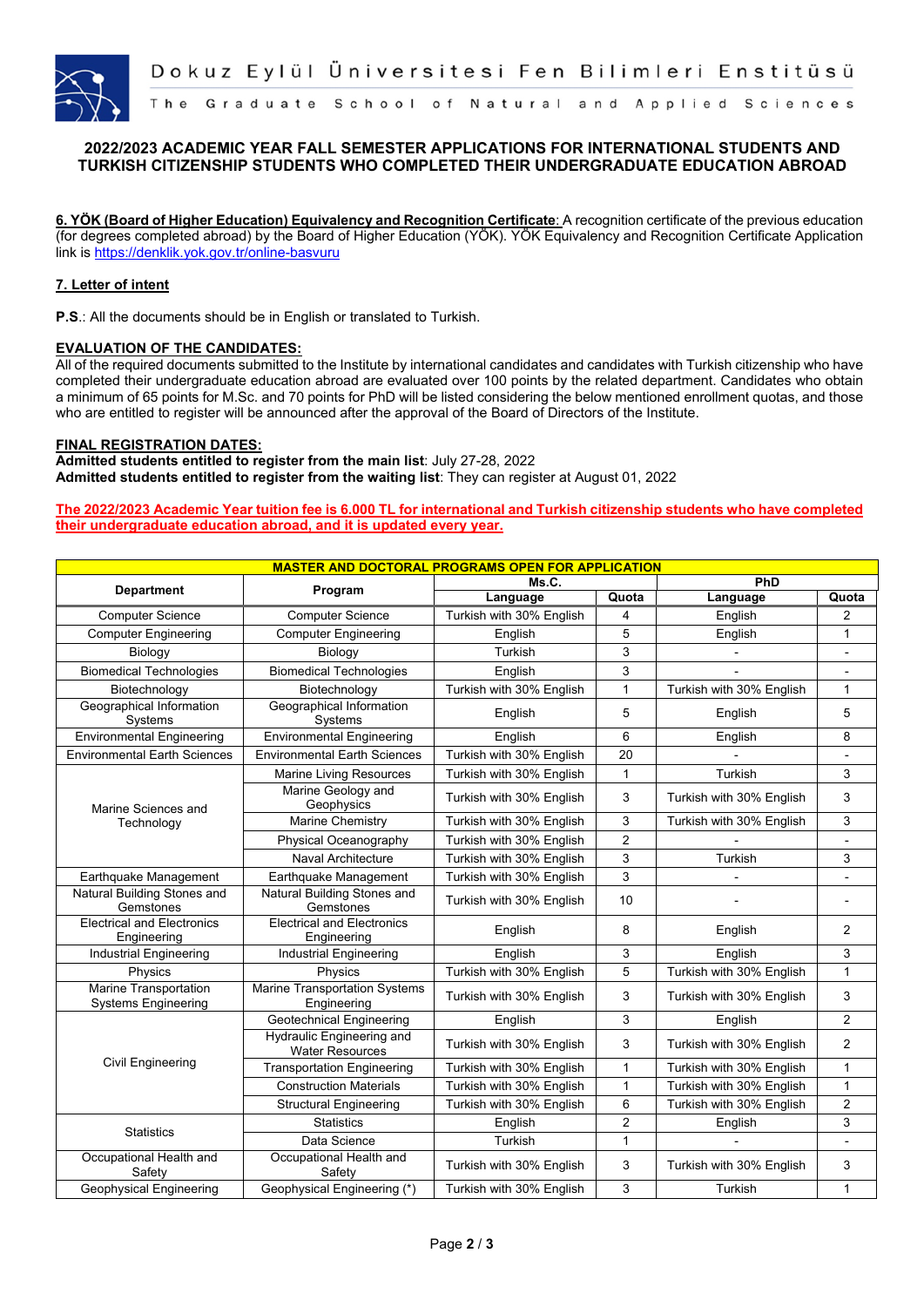## 2022/2023 ACADEMIC YEAR FALL SEMESTER APPLICATIONS FOR INTERNATIONAL STUDENTS AND TURKISH CITIZENSHIP STUDENTS WHO COMPLETED THEIR UNDERGRADUATE EDUCATION ABROAD

**6. YÖK (Board of Higher Education) Equivalency and Recognition Certificate**: A recognition certificate of the previous education (for degrees completed abroad) by the Board of Higher Education (YÖK). YÖK Equivalency and Recognition Certificate Application link is https://denklik.yok.gov.tr/online-basvuru

**7. Letter of intent**

**P.S.**: All the documents should be in English or translated to Turkish.

**EVALUATION OF THE CANDIDATES:**

All of the required documents submitted to the Institute by international candidates and candidates with Turkish citizenship who have completed their undergraduate education abroad are evaluated over 100 points by the related department. Candidates who obtain a minimum of 65 points for M.Sc. and 70 points for PhD will be listed considering the below mentioned enrollment quotas, and those who are entitled to register will be announced after the approval of the Board of Directors of the Institute.

**FINAL REGISTRATION DATES:**

**Admitted students entitled to register from the main list**: July 27-28, 2022

**Admitted students entitled to register from the waiting list**: They can register at August 01, 2022

**The 2022/2023 Academic Year tuition fee is 6.000 TL for international and Turkish citizenship students who have completed their undergraduate education abroad, and it is updated every year.**

| MASTER AND DOCTORAL PROGRAMS OPEN FOR APPLICATION | | | | | |
|---|---|---|---|---|---|
| Department | Program | Ms.C. | | PhD | |
| | | Language | Quota | Language | Quota |
| Computer Science | Computer Science | Turkish with 30% English | 4 | English | 2 |
| Computer Engineering | Computer Engineering | English | 5 | English | 1 |
| Biology | Biology | Turkish | 3 | - | - |
| Biomedical Technologies | Biomedical Technologies | English | 3 | - | - |
| Biotechnology | Biotechnology | Turkish with 30% English | 1 | Turkish with 30% English | 1 |
| Geographical Information Systems | Geographical Information Systems | English | 5 | English | 5 |
| Environmental Engineering | Environmental Engineering | English | 6 | English | 8 |
| Environmental Earth Sciences | Environmental Earth Sciences | Turkish with 30% English | 20 | - | - |
| Marine Sciences and Technology | Marine Living Resources | Turkish with 30% English | 1 | Turkish | 3 |
| | Marine Geology and Geophysics | Turkish with 30% English | 3 | Turkish with 30% English | 3 |
| | Marine Chemistry | Turkish with 30% English | 3 | Turkish with 30% English | 3 |
| | Physical Oceanography | Turkish with 30% English | 2 | - | - |
| | Naval Architecture | Turkish with 30% English | 3 | Turkish | 3 |
| Earthquake Management | Earthquake Management | Turkish with 30% English | 3 | - | - |
| Natural Building Stones and Gemstones | Natural Building Stones and Gemstones | Turkish with 30% English | 10 | - | - |
| Electrical and Electronics Engineering | Electrical and Electronics Engineering | English | 8 | English | 2 |
| Industrial Engineering | Industrial Engineering | English | 3 | English | 3 |
| Physics | Physics | Turkish with 30% English | 5 | Turkish with 30% English | 1 |
| Marine Transportation Systems Engineering | Marine Transportation Systems Engineering | Turkish with 30% English | 3 | Turkish with 30% English | 3 |
| Civil Engineering | Geotechnical Engineering | English | 3 | English | 2 |
| | Hydraulic Engineering and Water Resources | Turkish with 30% English | 3 | Turkish with 30% English | 2 |
| | Transportation Engineering | Turkish with 30% English | 1 | Turkish with 30% English | 1 |
| | Construction Materials | Turkish with 30% English | 1 | Turkish with 30% English | 1 |
| | Structural Engineering | Turkish with 30% English | 6 | Turkish with 30% English | 2 |
| Statistics | Statistics | English | 2 | English | 3 |
| | Data Science | Turkish | 1 | - | - |
| Occupational Health and Safety | Occupational Health and Safety | Turkish with 30% English | 3 | Turkish with 30% English | 3 |
| Geophysical Engineering | Geophysical Engineering (*) | Turkish with 30% English | 3 | Turkish | 1 |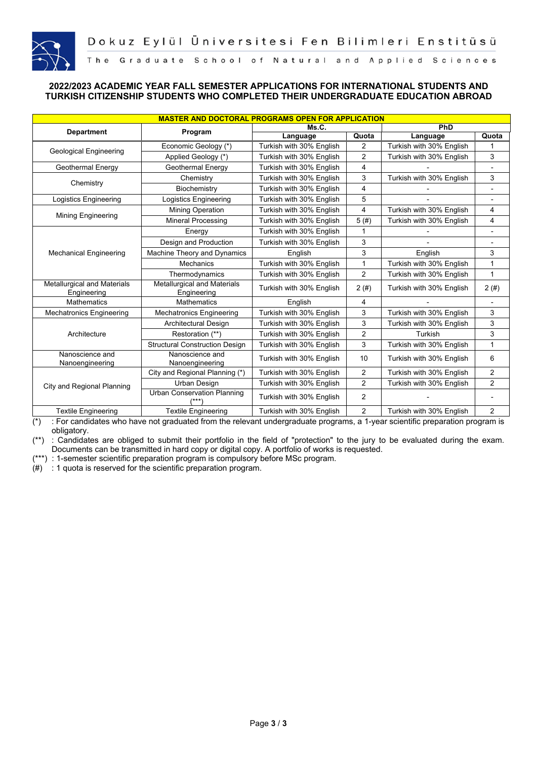## 2022/2023 ACADEMIC YEAR FALL SEMESTER APPLICATIONS FOR INTERNATIONAL STUDENTS AND TURKISH CITIZENSHIP STUDENTS WHO COMPLETED THEIR UNDERGRADUATE EDUCATION ABROAD

**MASTER AND DOCTORAL PROGRAMS OPEN FOR APPLICATION**

| Department | Program | Ms.C. | | PhD | |
|---|---|---|---|---|---|
| | | Language | Quota | Language | Quota |
| Geological Engineering | Economic Geology (*) | Turkish with 30% English | 2 | Turkish with 30% English | 1 |
| | Applied Geology (*) | Turkish with 30% English | 2 | Turkish with 30% English | 3 |
| Geothermal Energy | Geothermal Energy | Turkish with 30% English | 4 | - | - |
| Chemistry | Chemistry | Turkish with 30% English | 3 | Turkish with 30% English | 3 |
| | Biochemistry | Turkish with 30% English | 4 | - | - |
| Logistics Engineering | Logistics Engineering | Turkish with 30% English | 5 | - | - |
| Mining Engineering | Mining Operation | Turkish with 30% English | 4 | Turkish with 30% English | 4 |
| | Mineral Processing | Turkish with 30% English | 5 (#) | Turkish with 30% English | 4 |
| Mechanical Engineering | Energy | Turkish with 30% English | 1 | - | - |
| | Design and Production | Turkish with 30% English | 3 | - | - |
| | Machine Theory and Dynamics | English | 3 | English | 3 |
| | Mechanics | Turkish with 30% English | 1 | Turkish with 30% English | 1 |
| | Thermodynamics | Turkish with 30% English | 2 | Turkish with 30% English | 1 |
| Metallurgical and Materials Engineering | Metallurgical and Materials Engineering | Turkish with 30% English | 2 (#) | Turkish with 30% English | 2 (#) |
| Mathematics | Mathematics | English | 4 | - | - |
| Mechatronics Engineering | Mechatronics Engineering | Turkish with 30% English | 3 | Turkish with 30% English | 3 |
| Architecture | Architectural Design | Turkish with 30% English | 3 | Turkish with 30% English | 3 |
| | Restoration (**) | Turkish with 30% English | 2 | Turkish | 3 |
| | Structural Construction Design | Turkish with 30% English | 3 | Turkish with 30% English | 1 |
| Nanoscience and Nanoengineering | Nanoscience and Nanoengineering | Turkish with 30% English | 10 | Turkish with 30% English | 6 |
| City and Regional Planning | City and Regional Planning (*) | Turkish with 30% English | 2 | Turkish with 30% English | 2 |
| | Urban Design | Turkish with 30% English | 2 | Turkish with 30% English | 2 |
| | Urban Conservation Planning (***) | Turkish with 30% English | 2 | - | - |
| Textile Engineering | Textile Engineering | Turkish with 30% English | 2 | Turkish with 30% English | 2 |

(*) : For candidates who have not graduated from the relevant undergraduate programs, a 1-year scientific preparation program is obligatory.

(**) : Candidates are obliged to submit their portfolio in the field of "protection" to the jury to be evaluated during the exam. Documents can be transmitted in hard copy or digital copy. A portfolio of works is requested.

(***) : 1-semester scientific preparation program is compulsory before MSc program.

(#) : 1 quota is reserved for the scientific preparation program.